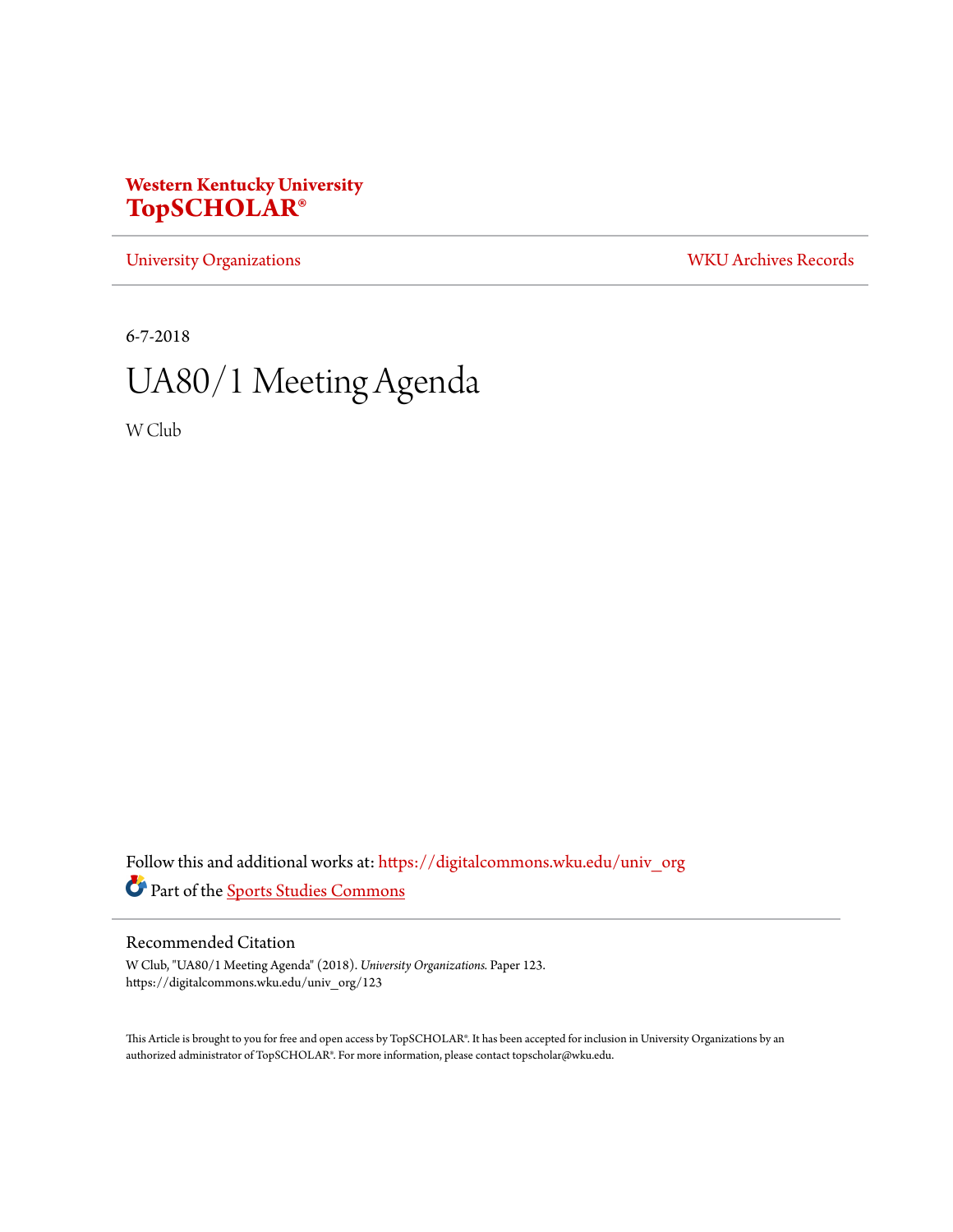**Western Kentucky University**
**TopSCHOLAR®**

University Organizations | WKU Archives Records

6-7-2018

# UA80/1 Meeting Agenda

W Club

Follow this and additional works at: https://digitalcommons.wku.edu/univ_org

Part of the Sports Studies Commons

## Recommended Citation

W Club, "UA80/1 Meeting Agenda" (2018). *University Organizations.* Paper 123.
https://digitalcommons.wku.edu/univ_org/123

This Article is brought to you for free and open access by TopSCHOLAR®. It has been accepted for inclusion in University Organizations by an authorized administrator of TopSCHOLAR®. For more information, please contact topscholar@wku.edu.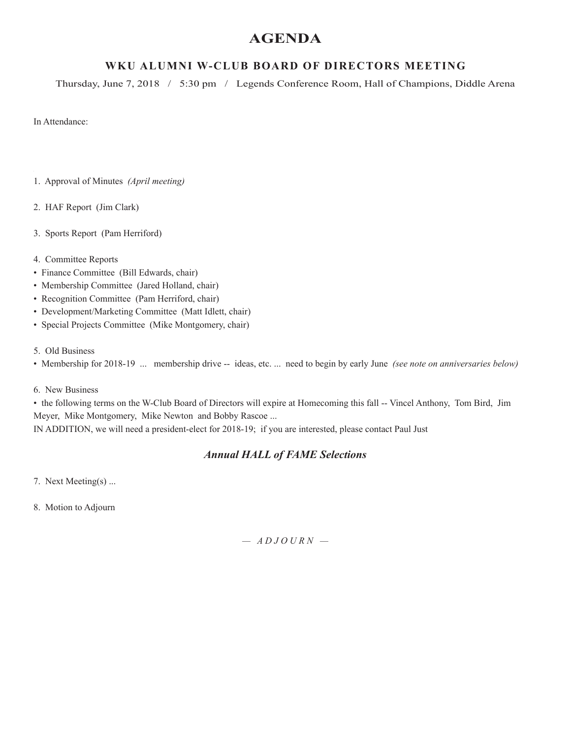# AGENDA

## WKU ALUMNI W-CLUB BOARD OF DIRECTORS MEETING

Thursday, June 7, 2018 / 5:30 pm / Legends Conference Room, Hall of Champions, Diddle Arena

In Attendance:

1. Approval of Minutes *(April meeting)*

2. HAF Report (Jim Clark)

3. Sports Report (Pam Herriford)

4. Committee Reports
- Finance Committee (Bill Edwards, chair)
- Membership Committee (Jared Holland, chair)
- Recognition Committee (Pam Herriford, chair)
- Development/Marketing Committee (Matt Idlett, chair)
- Special Projects Committee (Mike Montgomery, chair)

5. Old Business
- Membership for 2018-19 ... membership drive -- ideas, etc. ... need to begin by early June *(see note on anniversaries below)*

6. New Business
- the following terms on the W-Club Board of Directors will expire at Homecoming this fall -- Vincel Anthony, Tom Bird, Jim Meyer, Mike Montgomery, Mike Newton and Bobby Rascoe ...

IN ADDITION, we will need a president-elect for 2018-19; if you are interested, please contact Paul Just

### *Annual HALL of FAME Selections*

7. Next Meeting(s) ...

8. Motion to Adjourn

*— ADJOURN —*